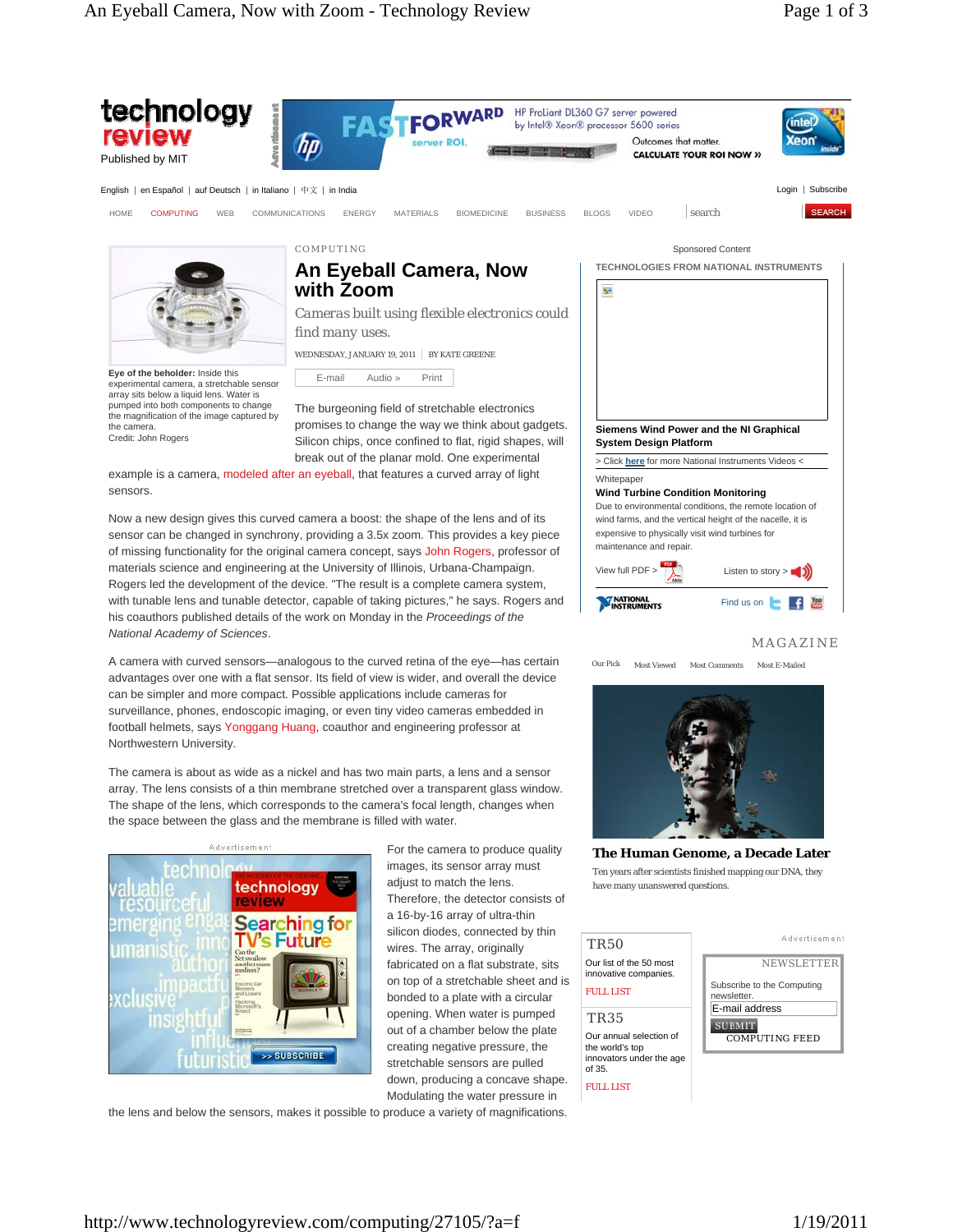COMPUTING

# An Eyeball Camera, Now with Zoom

Cameras built using flexible electronics could find many uses.

WEDNESDAY, JANUARY 19, 2011 | BY KATE GREENE

**Eye of the beholder:** Inside this experimental camera, a stretchable sensor array sits below a liquid lens. Water is pumped into both components to change the magnification of the image captured by the camera.
Credit: John Rogers

The burgeoning field of stretchable electronics promises to change the way we think about gadgets. Silicon chips, once confined to flat, rigid shapes, will break out of the planar mold. One experimental example is a camera, modeled after an eyeball, that features a curved array of light sensors.

Now a new design gives this curved camera a boost: the shape of the lens and of its sensor can be changed in synchrony, providing a 3.5x zoom. This provides a key piece of missing functionality for the original camera concept, says John Rogers, professor of materials science and engineering at the University of Illinois, Urbana-Champaign. Rogers led the development of the device. "The result is a complete camera system, with tunable lens and tunable detector, capable of taking pictures," he says. Rogers and his coauthors published details of the work on Monday in the *Proceedings of the National Academy of Sciences*.

A camera with curved sensors—analogous to the curved retina of the eye—has certain advantages over one with a flat sensor. Its field of view is wider, and overall the device can be simpler and more compact. Possible applications include cameras for surveillance, phones, endoscopic imaging, or even video cameras embedded in football helmets, says Yonggang Huang, coauthor and engineering professor at Northwestern University.

The camera is about as wide as a nickel and has two main parts, a lens and a sensor array. The lens consists of a thin membrane stretched over a transparent glass window. The shape of the lens, which corresponds to the camera's focal length, changes when the space between the glass and the membrane is filled with water.

For the camera to produce quality images, its sensor array must adjust to match the lens. Therefore, the detector consists of a 16-by-16 array of ultra-thin silicon diodes, connected by thin wires. The array, originally fabricated on a flat substrate, sits on top of a stretchable sheet and is bonded to a plate with a circular opening. When water is pumped out of a chamber below the plate creating negative pressure, the stretchable sensors are pulled down, producing a concave shape. Modulating the water pressure in the lens and below the sensors, makes it possible to produce a variety of magnifications.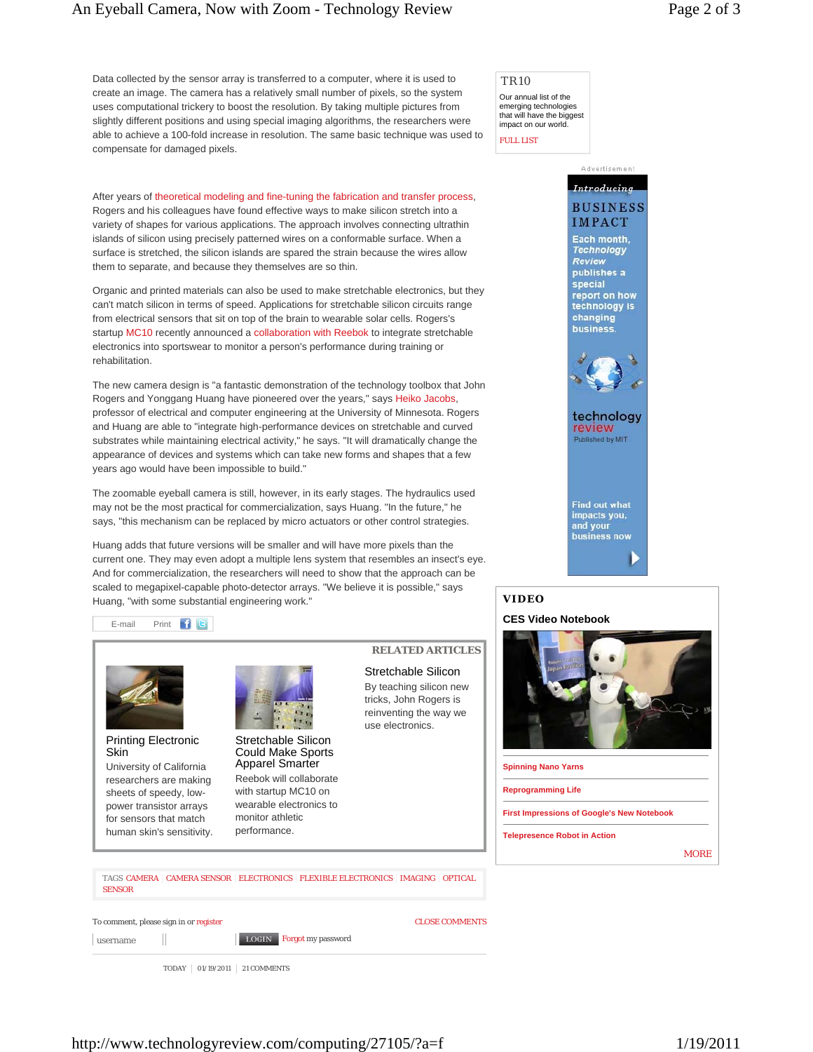Data collected by the sensor array is transferred to a computer, where it is used to create an image. The camera has a relatively small number of pixels, so the system uses computational trickery to boost the resolution. By taking multiple pictures from slightly different positions and using special imaging algorithms, the researchers were able to achieve a 100-fold increase in resolution. The same basic technique was used to compensate for damaged pixels.

After years of theoretical modeling and fine-tuning the fabrication and transfer process, Rogers and his colleagues have found effective ways to make silicon stretch into a variety of shapes for various applications. The approach involves connecting ultrathin islands of silicon using precisely patterned wires on a conformable surface. When a surface is stretched, the silicon islands are spared the strain because the wires allow them to separate, and because they themselves are so thin.

Organic and printed materials can also be used to make stretchable electronics, but they can't match silicon in terms of speed. Applications for stretchable silicon circuits range from electrical sensors that sit on top of the brain to wearable solar cells. Rogers's startup MC10 recently announced a collaboration with Reebok to integrate stretchable electronics into sportswear to monitor a person's performance during training or rehabilitation.

The new camera design is "a fantastic demonstration of the technology toolbox that John Rogers and Yonggang Huang have pioneered over the years," says Heiko Jacobs, professor of electrical and computer engineering at the University of Minnesota. Rogers and Huang are able to "integrate high-performance devices on stretchable and curved substrates while maintaining electrical activity," he says. "It will dramatically change the appearance of devices and systems which can take new forms and shapes that a few years ago would have been impossible to build."

The zoomable eyeball camera is still, however, in its early stages. The hydraulics used may not be the most practical for commercialization, says Huang. "In the future," he says, "this mechanism can be replaced by micro actuators or other control strategies.

Huang adds that future versions will be smaller and will have more pixels than the current one. They may even adopt a multiple lens system that resembles an insect's eye. And for commercialization, the researchers will need to show that the approach can be scaled to megapixel-capable photo-detector arrays. "We believe it is possible," says Huang, "with some substantial engineering work."

E-mail Print

## RELATED ARTICLES

**Printing Electronic Skin**
University of California researchers are making sheets of speedy, low-power transistor arrays for sensors that match human skin's sensitivity.

**Stretchable Silicon Could Make Sports Apparel Smarter**
Reebok will collaborate with startup MC10 on wearable electronics to monitor athletic performance.

**Stretchable Silicon**
By teaching silicon new tricks, John Rogers is reinventing the way we use electronics.

TAGS CAMERA | CAMERA SENSOR | ELECTRONICS | FLEXIBLE ELECTRONICS | IMAGING | OPTICAL SENSOR

To comment, please sign in or register

CLOSE COMMENTS

username LOGIN Forgot my password

TODAY | 01/19/2011 | 21 COMMENTS

### TR10

Our annual list of the emerging technologies that will have the biggest impact on our world.

FULL LIST

Advertisement

*Introducing* **BUSINESS IMPACT**

Each month, *Technology Review* publishes a special report on how technology is changing business.

technology review Published by MIT

Find out what impacts you, and your business now

## VIDEO

**CES Video Notebook**

Spinning Nano Yarns

Reprogramming Life

First Impressions of Google's New Notebook

Telepresence Robot in Action

MORE